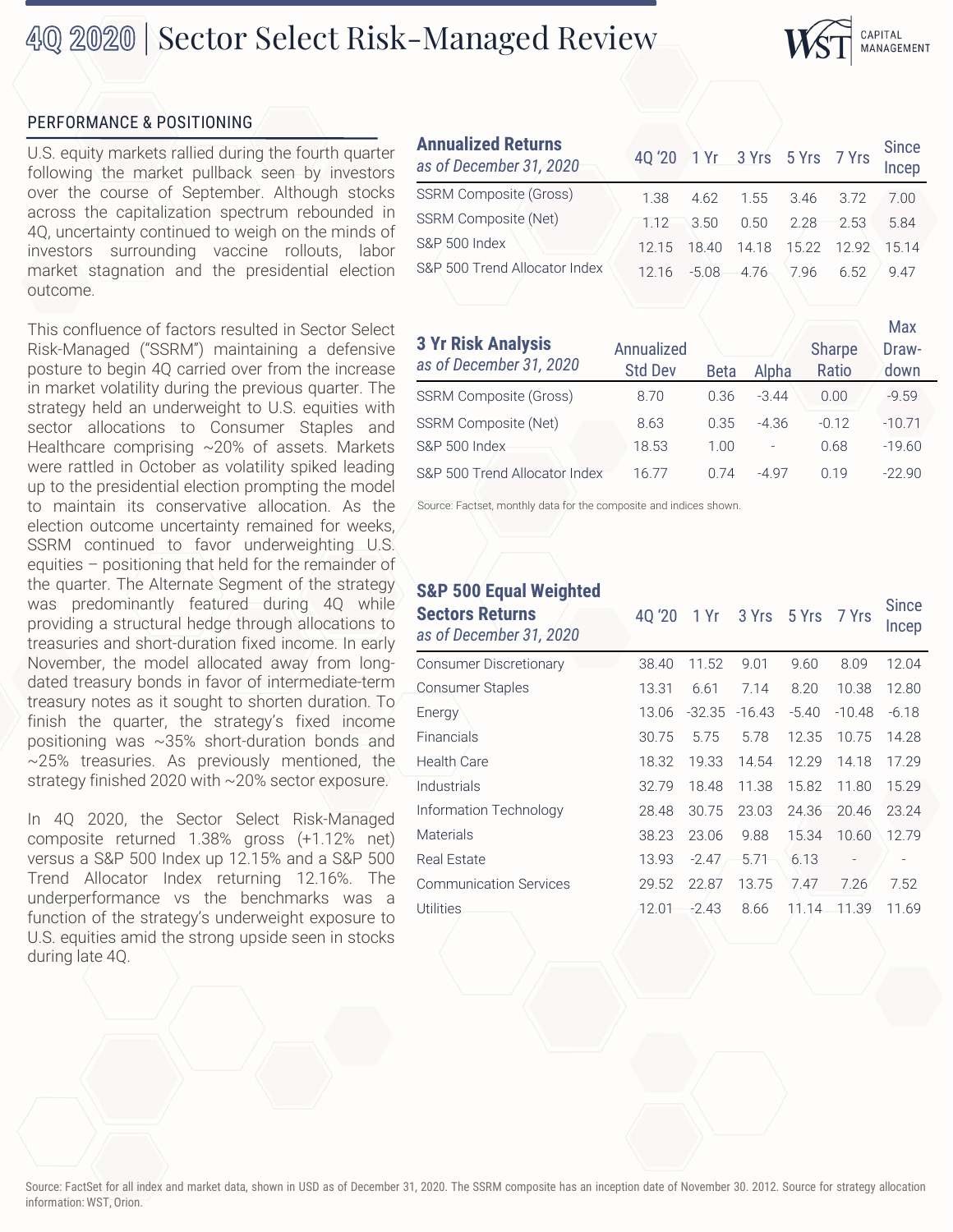# 4Q 2020 | Sector Select Risk-Managed Review

## PERFORMANCE & POSITIONING

U.S. equity markets rallied during the fourth quarter following the market pullback seen by investors over the course of September. Although stocks across the capitalization spectrum rebounded in 4Q, uncertainty continued to weigh on the minds of investors surrounding vaccine rollouts, labor market stagnation and the presidential election outcome.

This confluence of factors resulted in Sector Select Risk-Managed ("SSRM") maintaining a defensive posture to begin 4Q carried over from the increase in market volatility during the previous quarter. The strategy held an underweight to U.S. equities with sector allocations to Consumer Staples and Healthcare comprising ~20% of assets. Markets were rattled in October as volatility spiked leading up to the presidential election prompting the model to maintain its conservative allocation. As the election outcome uncertainty remained for weeks, SSRM continued to favor underweighting U.S. equities – positioning that held for the remainder of the quarter. The Alternate Segment of the strategy was predominantly featured during 4Q while providing a structural hedge through allocations to treasuries and short-duration fixed income. In early November, the model allocated away from long-dated treasury bonds in favor of intermediate-term treasury notes as it sought to shorten duration. To finish the quarter, the strategy's fixed income positioning was ~35% short-duration bonds and ~25% treasuries. As previously mentioned, the strategy finished 2020 with ~20% sector exposure.

In 4Q 2020, the Sector Select Risk-Managed composite returned 1.38% gross (+1.12% net) versus a S&P 500 Index up 12.15% and a S&P 500 Trend Allocator Index returning 12.16%. The underperformance vs the benchmarks was a function of the strategy's underweight exposure to U.S. equities amid the strong upside seen in stocks during late 4Q.

**Annualized Returns**
*as of December 31, 2020*

| | 4Q '20 | 1 Yr | 3 Yrs | 5 Yrs | 7 Yrs | Since Incep |
|---|---|---|---|---|---|---|
| SSRM Composite (Gross) | 1.38 | 4.62 | 1.55 | 3.46 | 3.72 | 7.00 |
| SSRM Composite (Net) | 1.12 | 3.50 | 0.50 | 2.28 | 2.53 | 5.84 |
| S&P 500 Index | 12.15 | 18.40 | 14.18 | 15.22 | 12.92 | 15.14 |
| S&P 500 Trend Allocator Index | 12.16 | -5.08 | 4.76 | 7.96 | 6.52 | 9.47 |

**3 Yr Risk Analysis**
*as of December 31, 2020*

| | Annualized Std Dev | Beta | Alpha | Sharpe Ratio | Max Draw-down |
|---|---|---|---|---|---|
| SSRM Composite (Gross) | 8.70 | 0.36 | -3.44 | 0.00 | -9.59 |
| SSRM Composite (Net) | 8.63 | 0.35 | -4.36 | -0.12 | -10.71 |
| S&P 500 Index | 18.53 | 1.00 | - | 0.68 | -19.60 |
| S&P 500 Trend Allocator Index | 16.77 | 0.74 | -4.97 | 0.19 | -22.90 |

Source: Factset, monthly data for the composite and indices shown.

**S&P 500 Equal Weighted Sectors Returns**
*as of December 31, 2020*

| | 4Q '20 | 1 Yr | 3 Yrs | 5 Yrs | 7 Yrs | Since Incep |
|---|---|---|---|---|---|---|
| Consumer Discretionary | 38.40 | 11.52 | 9.01 | 9.60 | 8.09 | 12.04 |
| Consumer Staples | 13.31 | 6.61 | 7.14 | 8.20 | 10.38 | 12.80 |
| Energy | 13.06 | -32.35 | -16.43 | -5.40 | -10.48 | -6.18 |
| Financials | 30.75 | 5.75 | 5.78 | 12.35 | 10.75 | 14.28 |
| Health Care | 18.32 | 19.33 | 14.54 | 12.29 | 14.18 | 17.29 |
| Industrials | 32.79 | 18.48 | 11.38 | 15.82 | 11.80 | 15.29 |
| Information Technology | 28.48 | 30.75 | 23.03 | 24.36 | 20.46 | 23.24 |
| Materials | 38.23 | 23.06 | 9.88 | 15.34 | 10.60 | 12.79 |
| Real Estate | 13.93 | -2.47 | 5.71 | 6.13 | - | - |
| Communication Services | 29.52 | 22.87 | 13.75 | 7.47 | 7.26 | 7.52 |
| Utilities | 12.01 | -2.43 | 8.66 | 11.14 | 11.39 | 11.69 |

Source: FactSet for all index and market data, shown in USD as of December 31, 2020. The SSRM composite has an inception date of November 30. 2012. Source for strategy allocation information: WST, Orion.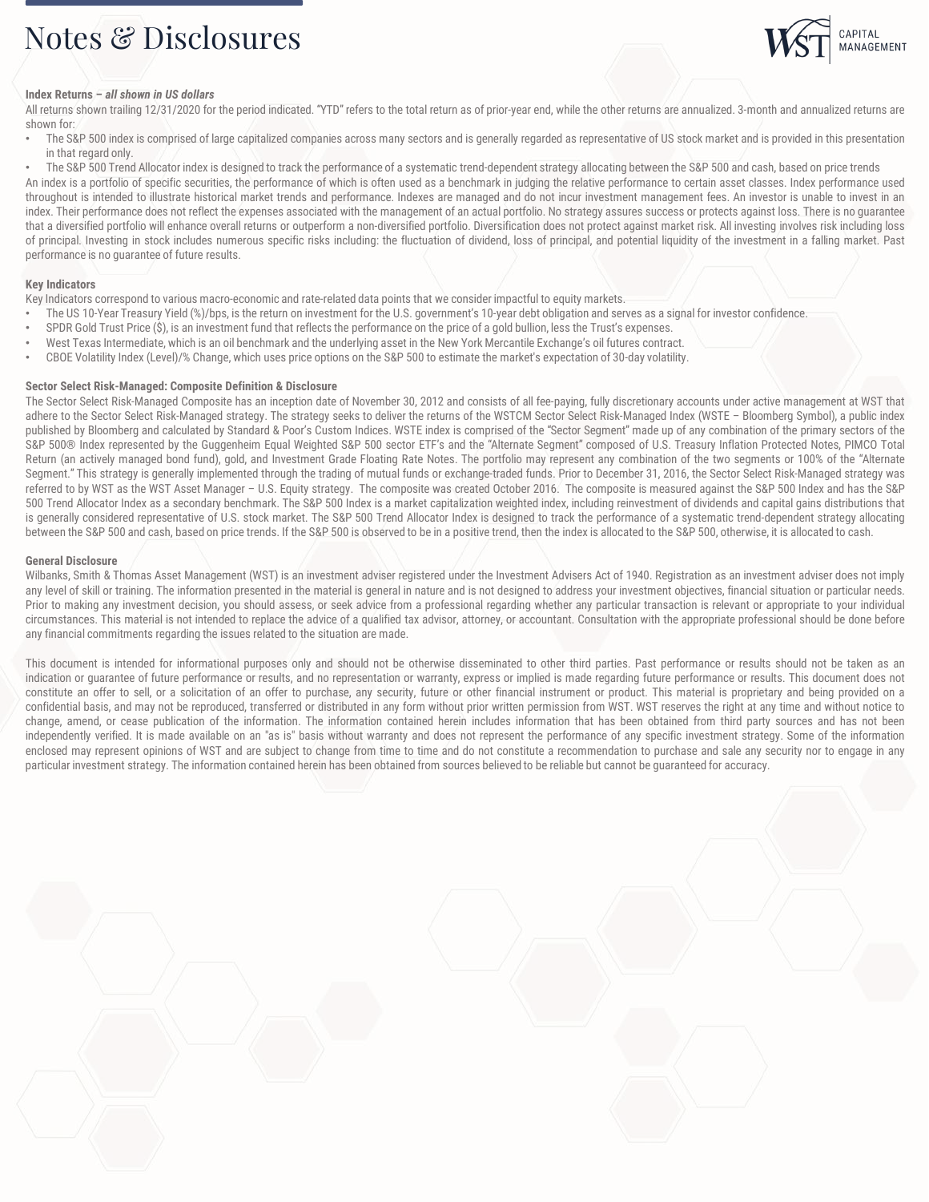# Notes & Disclosures

**Index Returns –** ***all shown in US dollars***

All returns shown trailing 12/31/2020 for the period indicated. "YTD" refers to the total return as of prior-year end, while the other returns are annualized. 3-month and annualized returns are shown for:

- The S&P 500 index is comprised of large capitalized companies across many sectors and is generally regarded as representative of US stock market and is provided in this presentation in that regard only.
- The S&P 500 Trend Allocator index is designed to track the performance of a systematic trend-dependent strategy allocating between the S&P 500 and cash, based on price trends

An index is a portfolio of specific securities, the performance of which is often used as a benchmark in judging the relative performance to certain asset classes. Index performance used throughout is intended to illustrate historical market trends and performance. Indexes are managed and do not incur investment management fees. An investor is unable to invest in an index. Their performance does not reflect the expenses associated with the management of an actual portfolio. No strategy assures success or protects against loss. There is no guarantee that a diversified portfolio will enhance overall returns or outperform a non-diversified portfolio. Diversification does not protect against market risk. All investing involves risk including loss of principal. Investing in stock includes numerous specific risks including: the fluctuation of dividend, loss of principal, and potential liquidity of the investment in a falling market. Past performance is no guarantee of future results.

**Key Indicators**

Key Indicators correspond to various macro-economic and rate-related data points that we consider impactful to equity markets.

- The US 10-Year Treasury Yield (%)/bps, is the return on investment for the U.S. government's 10-year debt obligation and serves as a signal for investor confidence.
- SPDR Gold Trust Price ($), is an investment fund that reflects the performance on the price of a gold bullion, less the Trust's expenses.
- West Texas Intermediate, which is an oil benchmark and the underlying asset in the New York Mercantile Exchange's oil futures contract.
- CBOE Volatility Index (Level)/% Change, which uses price options on the S&P 500 to estimate the market's expectation of 30-day volatility.

**Sector Select Risk-Managed: Composite Definition & Disclosure**

The Sector Select Risk-Managed Composite has an inception date of November 30, 2012 and consists of all fee-paying, fully discretionary accounts under active management at WST that adhere to the Sector Select Risk-Managed strategy. The strategy seeks to deliver the returns of the WSTCM Sector Select Risk-Managed Index (WSTE – Bloomberg Symbol), a public index published by Bloomberg and calculated by Standard & Poor's Custom Indices. WSTE index is comprised of the "Sector Segment" made up of any combination of the primary sectors of the S&P 500® Index represented by the Guggenheim Equal Weighted S&P 500 sector ETF's and the "Alternate Segment" composed of U.S. Treasury Inflation Protected Notes, PIMCO Total Return (an actively managed bond fund), gold, and Investment Grade Floating Rate Notes. The portfolio may represent any combination of the two segments or 100% of the "Alternate Segment." This strategy is generally implemented through the trading of mutual funds or exchange-traded funds. Prior to December 31, 2016, the Sector Select Risk-Managed strategy was referred to by WST as the WST Asset Manager – U.S. Equity strategy. The composite was created October 2016. The composite is measured against the S&P 500 Index and has the S&P 500 Trend Allocator Index as a secondary benchmark. The S&P 500 Index is a market capitalization weighted index, including reinvestment of dividends and capital gains distributions that is generally considered representative of U.S. stock market. The S&P 500 Trend Allocator Index is designed to track the performance of a systematic trend-dependent strategy allocating between the S&P 500 and cash, based on price trends. If the S&P 500 is observed to be in a positive trend, then the index is allocated to the S&P 500, otherwise, it is allocated to cash.

**General Disclosure**

Wilbanks, Smith & Thomas Asset Management (WST) is an investment adviser registered under the Investment Advisers Act of 1940. Registration as an investment adviser does not imply any level of skill or training. The information presented in the material is general in nature and is not designed to address your investment objectives, financial situation or particular needs. Prior to making any investment decision, you should assess, or seek advice from a professional regarding whether any particular transaction is relevant or appropriate to your individual circumstances. This material is not intended to replace the advice of a qualified tax advisor, attorney, or accountant. Consultation with the appropriate professional should be done before any financial commitments regarding the issues related to the situation are made.

This document is intended for informational purposes only and should not be otherwise disseminated to other third parties. Past performance or results should not be taken as an indication or guarantee of future performance or results, and no representation or warranty, express or implied is made regarding future performance or results. This document does not constitute an offer to sell, or a solicitation of an offer to purchase, any security, future or other financial instrument or product. This material is proprietary and being provided on a confidential basis, and may not be reproduced, transferred or distributed in any form without prior written permission from WST. WST reserves the right at any time and without notice to change, amend, or cease publication of the information. The information contained herein includes information that has been obtained from third party sources and has not been independently verified. It is made available on an "as is" basis without warranty and does not represent the performance of any specific investment strategy. Some of the information enclosed may represent opinions of WST and are subject to change from time to time and do not constitute a recommendation to purchase and sale any security nor to engage in any particular investment strategy. The information contained herein has been obtained from sources believed to be reliable but cannot be guaranteed for accuracy.